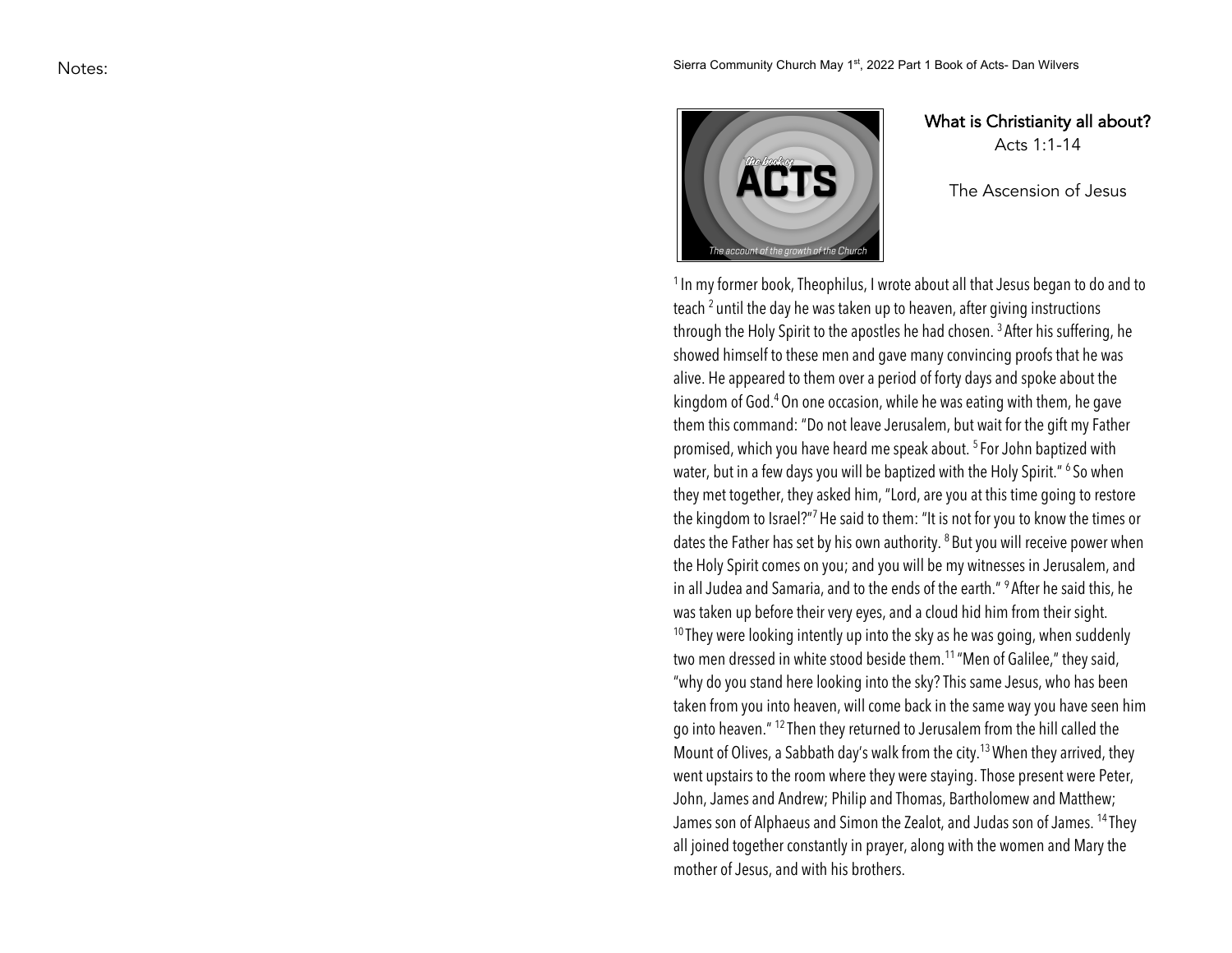Notes:

Sierra Community Church May 1st, 2022 Part 1 Book of Acts- Dan Wilvers

the book of

ACTS

The account of the growth of the Church

## What is Christianity all about?

Acts 1:1-14

The Ascension of Jesus

[1] In my former book, Theophilus, I wrote about all that Jesus began to do and to teach [2] until the day he was taken up to heaven, after giving instructions through the Holy Spirit to the apostles he had chosen. [3] After his suffering, he showed himself to these men and gave many convincing proofs that he was alive. He appeared to them over a period of forty days and spoke about the kingdom of God.[4] On one occasion, while he was eating with them, he gave them this command: "Do not leave Jerusalem, but wait for the gift my Father promised, which you have heard me speak about. [5] For John baptized with water, but in a few days you will be baptized with the Holy Spirit." [6] So when they met together, they asked him, "Lord, are you at this time going to restore the kingdom to Israel?"[7] He said to them: "It is not for you to know the times or dates the Father has set by his own authority. [8] But you will receive power when the Holy Spirit comes on you; and you will be my witnesses in Jerusalem, and in all Judea and Samaria, and to the ends of the earth." [9] After he said this, he was taken up before their very eyes, and a cloud hid him from their sight. [10] They were looking intently up into the sky as he was going, when suddenly two men dressed in white stood beside them.[11] "Men of Galilee," they said, "why do you stand here looking into the sky? This same Jesus, who has been taken from you into heaven, will come back in the same way you have seen him go into heaven." [12] Then they returned to Jerusalem from the hill called the Mount of Olives, a Sabbath day's walk from the city.[13] When they arrived, they went upstairs to the room where they were staying. Those present were Peter, John, James and Andrew; Philip and Thomas, Bartholomew and Matthew; James son of Alphaeus and Simon the Zealot, and Judas son of James. [14] They all joined together constantly in prayer, along with the women and Mary the mother of Jesus, and with his brothers.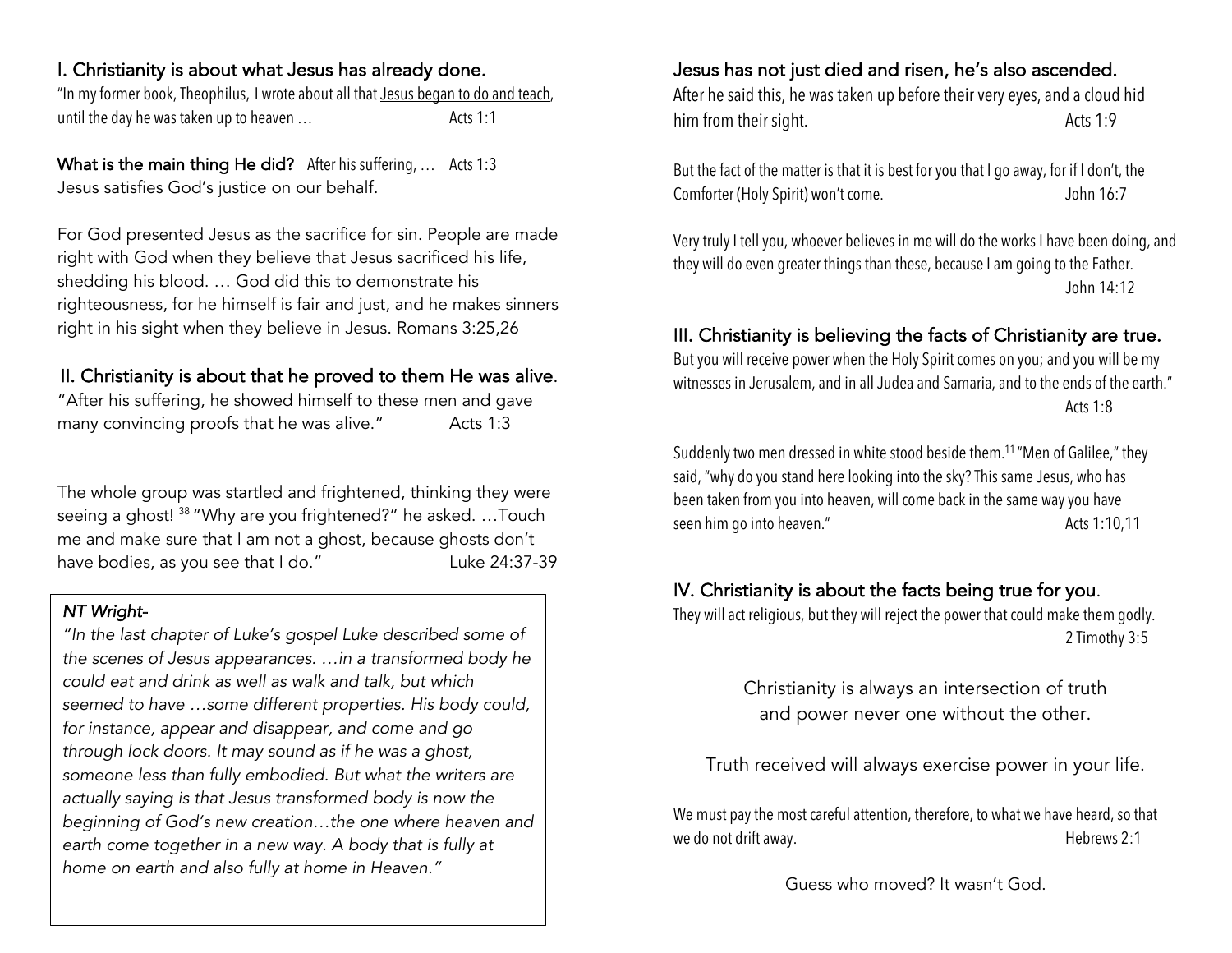## I. Christianity is about what Jesus has already done.

"In my former book, Theophilus, I wrote about all that Jesus began to do and teach, until the day he was taken up to heaven … Acts 1:1

**What is the main thing He did?** After his suffering, … Acts 1:3
Jesus satisfies God's justice on our behalf.

For God presented Jesus as the sacrifice for sin. People are made right with God when they believe that Jesus sacrificed his life, shedding his blood. … God did this to demonstrate his righteousness, for he himself is fair and just, and he makes sinners right in his sight when they believe in Jesus. Romans 3:25,26

## II. Christianity is about that he proved to them He was alive.

"After his suffering, he showed himself to these men and gave many convincing proofs that he was alive." Acts 1:3

The whole group was startled and frightened, thinking they were seeing a ghost! [38] "Why are you frightened?" he asked. …Touch me and make sure that I am not a ghost, because ghosts don't have bodies, as you see that I do." Luke 24:37-39

> *NT Wright-*
>
> *"In the last chapter of Luke's gospel Luke described some of the scenes of Jesus appearances. …in a transformed body he could eat and drink as well as walk and talk, but which seemed to have …some different properties. His body could, for instance, appear and disappear, and come and go through lock doors. It may sound as if he was a ghost, someone less than fully embodied. But what the writers are actually saying is that Jesus transformed body is now the beginning of God's new creation…the one where heaven and earth come together in a new way. A body that is fully at home on earth and also fully at home in Heaven."*

## Jesus has not just died and risen, he's also ascended.

After he said this, he was taken up before their very eyes, and a cloud hid him from their sight. Acts 1:9

But the fact of the matter is that it is best for you that I go away, for if I don't, the Comforter (Holy Spirit) won't come. John 16:7

Very truly I tell you, whoever believes in me will do the works I have been doing, and they will do even greater things than these, because I am going to the Father. John 14:12

## III. Christianity is believing the facts of Christianity are true.

But you will receive power when the Holy Spirit comes on you; and you will be my witnesses in Jerusalem, and in all Judea and Samaria, and to the ends of the earth." Acts 1:8

Suddenly two men dressed in white stood beside them.[11] "Men of Galilee," they said, "why do you stand here looking into the sky? This same Jesus, who has been taken from you into heaven, will come back in the same way you have seen him go into heaven." Acts 1:10,11

## IV. Christianity is about the facts being true for you.

They will act religious, but they will reject the power that could make them godly. 2 Timothy 3:5

Christianity is always an intersection of truth and power never one without the other.

Truth received will always exercise power in your life.

We must pay the most careful attention, therefore, to what we have heard, so that we do not drift away. Hebrews 2:1

Guess who moved? It wasn't God.